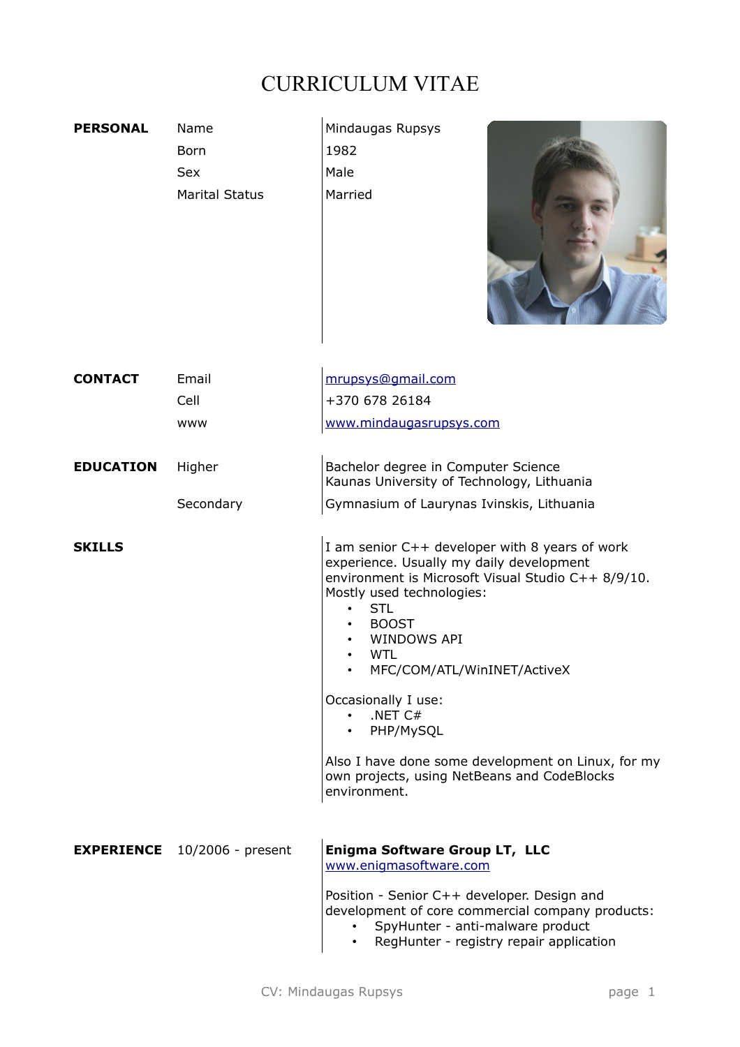# CURRICULUM VITAE

| | | |
|---|---|---|
| **PERSONAL** | Name | Mindaugas Rupsys |
| | Born | 1982 |
| | Sex | Male |
| | Marital Status | Married |

| | | |
|---|---|---|
| **CONTACT** | Email | mrupsys@gmail.com |
| | Cell | +370 678 26184 |
| | www | www.mindaugasrupsys.com |

| | | |
|---|---|---|
| **EDUCATION** | Higher | Bachelor degree in Computer Science<br>Kaunas University of Technology, Lithuania |
| | Secondary | Gymnasium of Laurynas Ivinskis, Lithuania |

**SKILLS**

I am senior C++ developer with 8 years of work experience. Usually my daily development environment is Microsoft Visual Studio C++ 8/9/10. Mostly used technologies:

- STL
- BOOST
- WINDOWS API
- WTL
- MFC/COM/ATL/WinINET/ActiveX

Occasionally I use:

- .NET C#
- PHP/MySQL

Also I have done some development on Linux, for my own projects, using NetBeans and CodeBlocks environment.

**EXPERIENCE**

10/2006 - present

**Enigma Software Group LT, LLC**
www.enigmasoftware.com

Position - Senior C++ developer. Design and development of core commercial company products:

- SpyHunter - anti-malware product
- RegHunter - registry repair application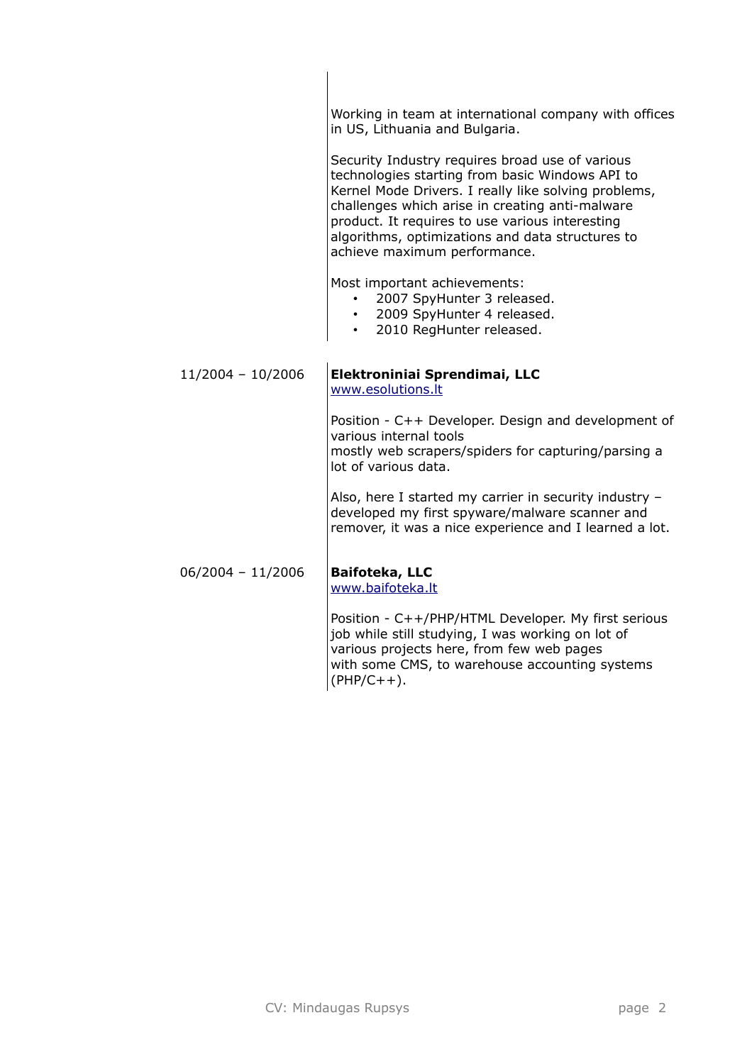Working in team at international company with offices in US, Lithuania and Bulgaria.

Security Industry requires broad use of various technologies starting from basic Windows API to Kernel Mode Drivers. I really like solving problems, challenges which arise in creating anti-malware product. It requires to use various interesting algorithms, optimizations and data structures to achieve maximum performance.

Most important achievements:

- 2007 SpyHunter 3 released.
- 2009 SpyHunter 4 released.
- 2010 RegHunter released.

11/2004 – 10/2006

**Elektroniniai Sprendimai, LLC**
www.esolutions.lt

Position - C++ Developer. Design and development of various internal tools
mostly web scrapers/spiders for capturing/parsing a lot of various data.

Also, here I started my carrier in security industry – developed my first spyware/malware scanner and remover, it was a nice experience and I learned a lot.

06/2004 – 11/2006

**Baifoteka, LLC**
www.baifoteka.lt

Position - C++/PHP/HTML Developer. My first serious job while still studying, I was working on lot of various projects here, from few web pages
with some CMS, to warehouse accounting systems (PHP/C++).